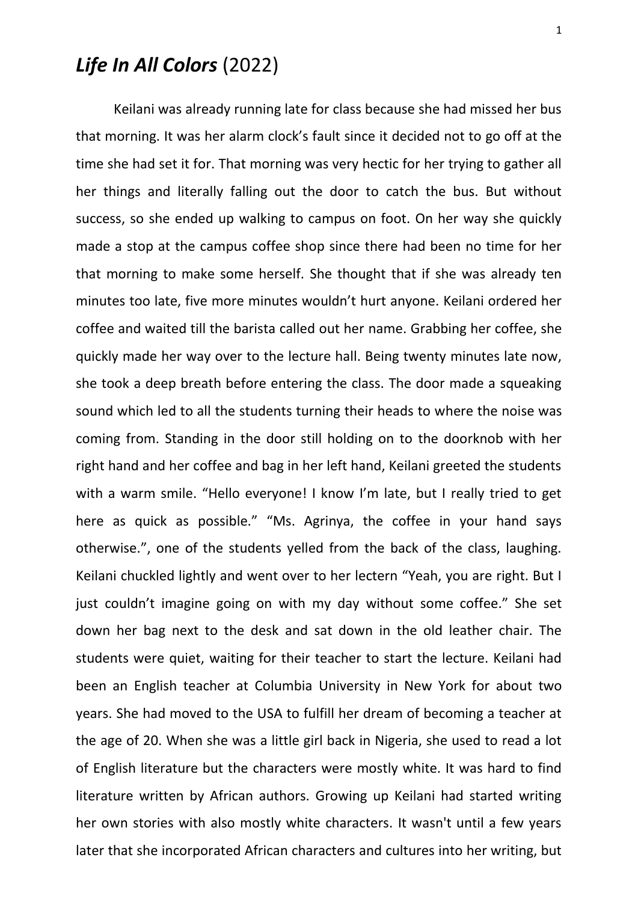# *Life In All Colors* (2022)

Keilani was already running late for class because she had missed her bus that morning. It was her alarm clock's fault since it decided not to go off at the time she had set it for. That morning was very hectic for her trying to gather all her things and literally falling out the door to catch the bus. But without success, so she ended up walking to campus on foot. On her way she quickly made a stop at the campus coffee shop since there had been no time for her that morning to make some herself. She thought that if she was already ten minutes too late, five more minutes wouldn't hurt anyone. Keilani ordered her coffee and waited till the barista called out her name. Grabbing her coffee, she quickly made her way over to the lecture hall. Being twenty minutes late now, she took a deep breath before entering the class. The door made a squeaking sound which led to all the students turning their heads to where the noise was coming from. Standing in the door still holding on to the doorknob with her right hand and her coffee and bag in her left hand, Keilani greeted the students with a warm smile. "Hello everyone! I know I'm late, but I really tried to get here as quick as possible." "Ms. Agrinya, the coffee in your hand says otherwise.", one of the students yelled from the back of the class, laughing. Keilani chuckled lightly and went over to her lectern "Yeah, you are right. But I just couldn't imagine going on with my day without some coffee." She set down her bag next to the desk and sat down in the old leather chair. The students were quiet, waiting for their teacher to start the lecture. Keilani had been an English teacher at Columbia University in New York for about two years. She had moved to the USA to fulfill her dream of becoming a teacher at the age of 20. When she was a little girl back in Nigeria, she used to read a lot of English literature but the characters were mostly white. It was hard to find literature written by African authors. Growing up Keilani had started writing her own stories with also mostly white characters. It wasn't until a few years later that she incorporated African characters and cultures into her writing, but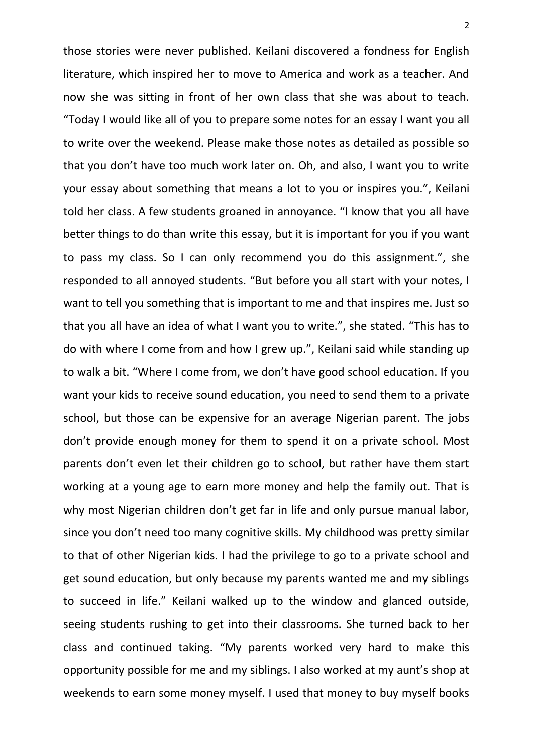those stories were never published. Keilani discovered a fondness for English literature, which inspired her to move to America and work as a teacher. And now she was sitting in front of her own class that she was about to teach. “Today I would like all of you to prepare some notes for an essay I want you all to write over the weekend. Please make those notes as detailed as possible so that you don’t have too much work later on. Oh, and also, I want you to write your essay about something that means a lot to you or inspires you.”, Keilani told her class. A few students groaned in annoyance. “I know that you all have better things to do than write this essay, but it is important for you if you want to pass my class. So I can only recommend you do this assignment.”, she responded to all annoyed students. “But before you all start with your notes, I want to tell you something that is important to me and that inspires me. Just so that you all have an idea of what I want you to write.”, she stated. “This has to do with where I come from and how I grew up.”, Keilani said while standing up to walk a bit. “Where I come from, we don’t have good school education. If you want your kids to receive sound education, you need to send them to a private school, but those can be expensive for an average Nigerian parent. The jobs don’t provide enough money for them to spend it on a private school. Most parents don’t even let their children go to school, but rather have them start working at a young age to earn more money and help the family out. That is why most Nigerian children don’t get far in life and only pursue manual labor, since you don’t need too many cognitive skills. My childhood was pretty similar to that of other Nigerian kids. I had the privilege to go to a private school and get sound education, but only because my parents wanted me and my siblings to succeed in life.” Keilani walked up to the window and glanced outside, seeing students rushing to get into their classrooms. She turned back to her class and continued taking. “My parents worked very hard to make this opportunity possible for me and my siblings. I also worked at my aunt’s shop at weekends to earn some money myself. I used that money to buy myself books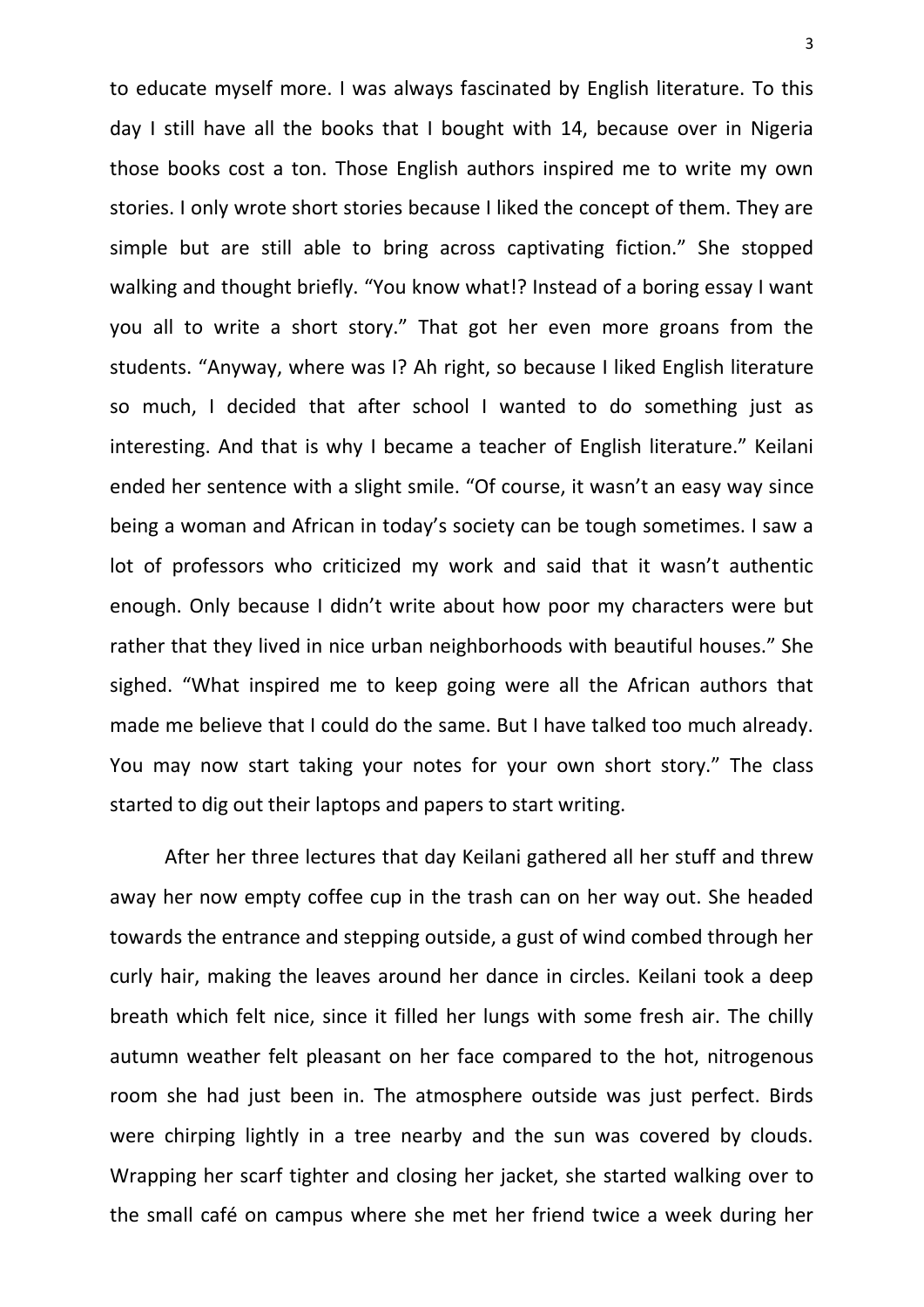to educate myself more. I was always fascinated by English literature. To this day I still have all the books that I bought with 14, because over in Nigeria those books cost a ton. Those English authors inspired me to write my own stories. I only wrote short stories because I liked the concept of them. They are simple but are still able to bring across captivating fiction." She stopped walking and thought briefly. "You know what!? Instead of a boring essay I want you all to write a short story." That got her even more groans from the students. "Anyway, where was I? Ah right, so because I liked English literature so much, I decided that after school I wanted to do something just as interesting. And that is why I became a teacher of English literature." Keilani ended her sentence with a slight smile. "Of course, it wasn't an easy way since being a woman and African in today's society can be tough sometimes. I saw a lot of professors who criticized my work and said that it wasn't authentic enough. Only because I didn't write about how poor my characters were but rather that they lived in nice urban neighborhoods with beautiful houses." She sighed. "What inspired me to keep going were all the African authors that made me believe that I could do the same. But I have talked too much already. You may now start taking your notes for your own short story." The class started to dig out their laptops and papers to start writing.

After her three lectures that day Keilani gathered all her stuff and threw away her now empty coffee cup in the trash can on her way out. She headed towards the entrance and stepping outside, a gust of wind combed through her curly hair, making the leaves around her dance in circles. Keilani took a deep breath which felt nice, since it filled her lungs with some fresh air. The chilly autumn weather felt pleasant on her face compared to the hot, nitrogenous room she had just been in. The atmosphere outside was just perfect. Birds were chirping lightly in a tree nearby and the sun was covered by clouds. Wrapping her scarf tighter and closing her jacket, she started walking over to the small café on campus where she met her friend twice a week during her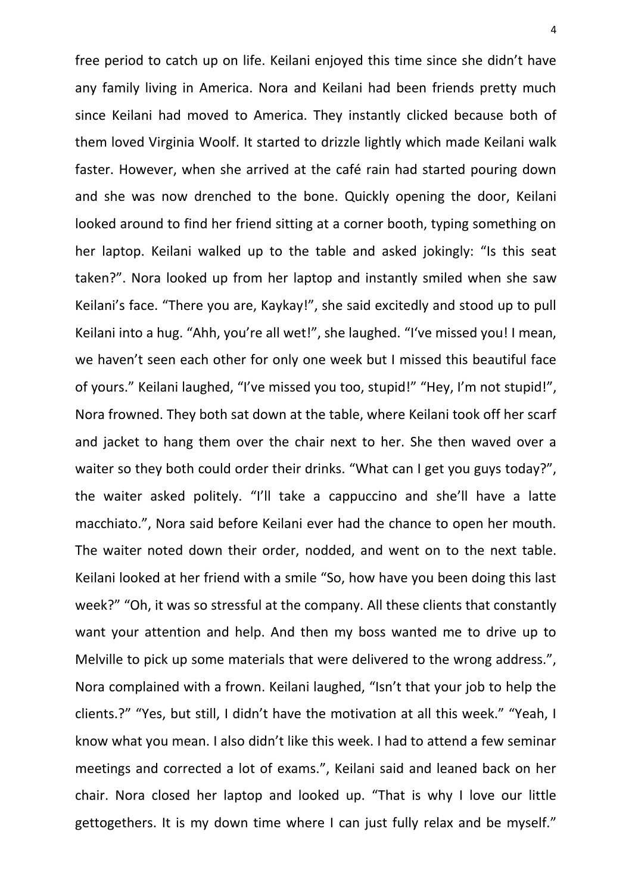free period to catch up on life. Keilani enjoyed this time since she didn't have any family living in America. Nora and Keilani had been friends pretty much since Keilani had moved to America. They instantly clicked because both of them loved Virginia Woolf. It started to drizzle lightly which made Keilani walk faster. However, when she arrived at the café rain had started pouring down and she was now drenched to the bone. Quickly opening the door, Keilani looked around to find her friend sitting at a corner booth, typing something on her laptop. Keilani walked up to the table and asked jokingly: "Is this seat taken?". Nora looked up from her laptop and instantly smiled when she saw Keilani's face. "There you are, Kaykay!", she said excitedly and stood up to pull Keilani into a hug. "Ahh, you're all wet!", she laughed. "I've missed you! I mean, we haven't seen each other for only one week but I missed this beautiful face of yours." Keilani laughed, "I've missed you too, stupid!" "Hey, I'm not stupid!", Nora frowned. They both sat down at the table, where Keilani took off her scarf and jacket to hang them over the chair next to her. She then waved over a waiter so they both could order their drinks. "What can I get you guys today?", the waiter asked politely. "I'll take a cappuccino and she'll have a latte macchiato.", Nora said before Keilani ever had the chance to open her mouth. The waiter noted down their order, nodded, and went on to the next table. Keilani looked at her friend with a smile "So, how have you been doing this last week?" "Oh, it was so stressful at the company. All these clients that constantly want your attention and help. And then my boss wanted me to drive up to Melville to pick up some materials that were delivered to the wrong address.", Nora complained with a frown. Keilani laughed, "Isn't that your job to help the clients.?" "Yes, but still, I didn't have the motivation at all this week." "Yeah, I know what you mean. I also didn't like this week. I had to attend a few seminar meetings and corrected a lot of exams.", Keilani said and leaned back on her chair. Nora closed her laptop and looked up. "That is why I love our little gettogethers. It is my down time where I can just fully relax and be myself."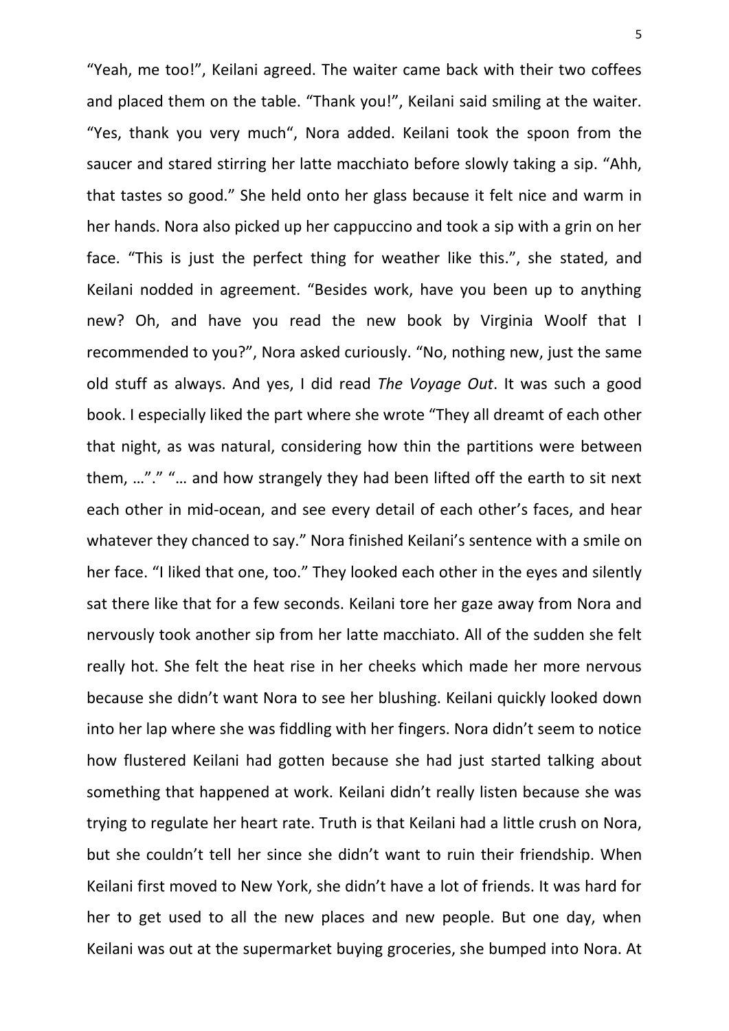"Yeah, me too!", Keilani agreed. The waiter came back with their two coffees and placed them on the table. "Thank you!", Keilani said smiling at the waiter. "Yes, thank you very much", Nora added. Keilani took the spoon from the saucer and stared stirring her latte macchiato before slowly taking a sip. "Ahh, that tastes so good." She held onto her glass because it felt nice and warm in her hands. Nora also picked up her cappuccino and took a sip with a grin on her face. "This is just the perfect thing for weather like this.", she stated, and Keilani nodded in agreement. "Besides work, have you been up to anything new? Oh, and have you read the new book by Virginia Woolf that I recommended to you?", Nora asked curiously. "No, nothing new, just the same old stuff as always. And yes, I did read *The Voyage Out*. It was such a good book. I especially liked the part where she wrote "They all dreamt of each other that night, as was natural, considering how thin the partitions were between them, …"." "… and how strangely they had been lifted off the earth to sit next each other in mid-ocean, and see every detail of each other's faces, and hear whatever they chanced to say." Nora finished Keilani's sentence with a smile on her face. "I liked that one, too." They looked each other in the eyes and silently sat there like that for a few seconds. Keilani tore her gaze away from Nora and nervously took another sip from her latte macchiato. All of the sudden she felt really hot. She felt the heat rise in her cheeks which made her more nervous because she didn't want Nora to see her blushing. Keilani quickly looked down into her lap where she was fiddling with her fingers. Nora didn't seem to notice how flustered Keilani had gotten because she had just started talking about something that happened at work. Keilani didn't really listen because she was trying to regulate her heart rate. Truth is that Keilani had a little crush on Nora, but she couldn't tell her since she didn't want to ruin their friendship. When Keilani first moved to New York, she didn't have a lot of friends. It was hard for her to get used to all the new places and new people. But one day, when Keilani was out at the supermarket buying groceries, she bumped into Nora. At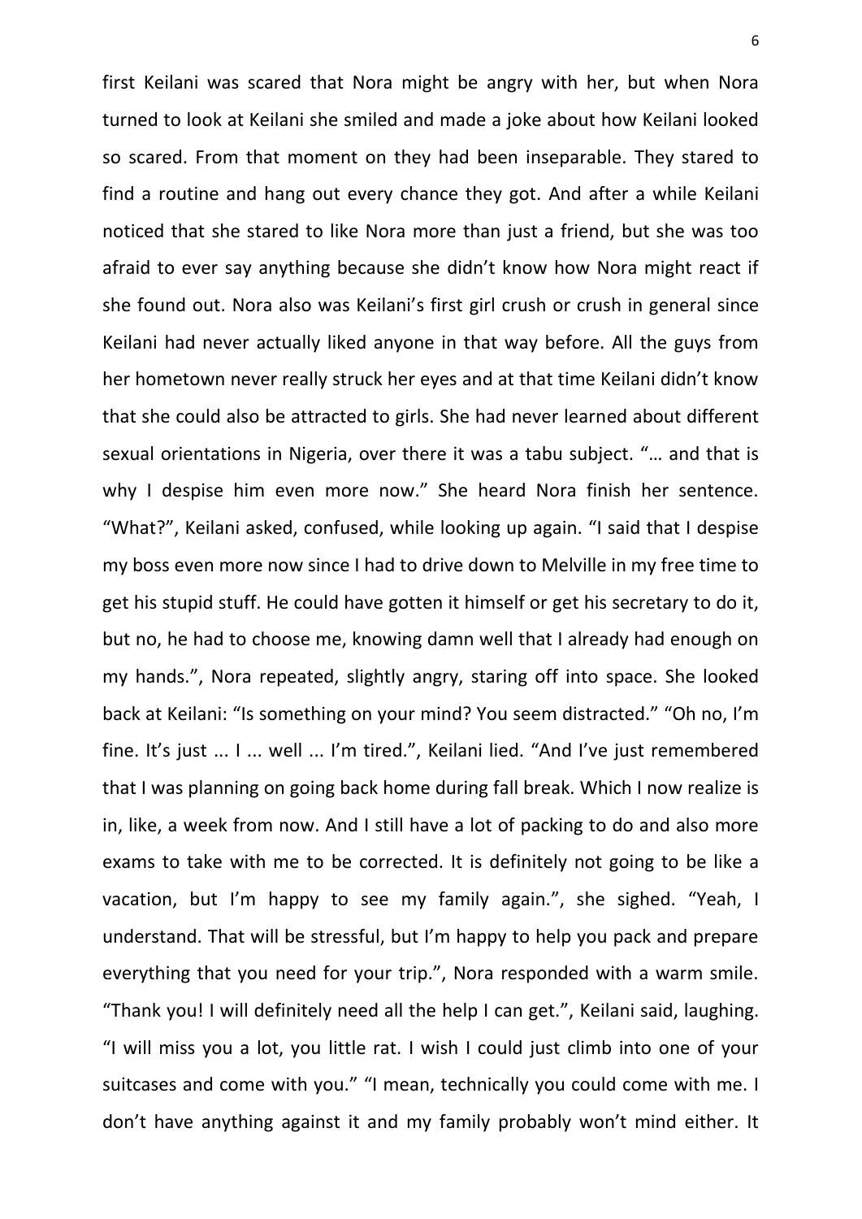first Keilani was scared that Nora might be angry with her, but when Nora turned to look at Keilani she smiled and made a joke about how Keilani looked so scared. From that moment on they had been inseparable. They stared to find a routine and hang out every chance they got. And after a while Keilani noticed that she stared to like Nora more than just a friend, but she was too afraid to ever say anything because she didn't know how Nora might react if she found out. Nora also was Keilani's first girl crush or crush in general since Keilani had never actually liked anyone in that way before. All the guys from her hometown never really struck her eyes and at that time Keilani didn't know that she could also be attracted to girls. She had never learned about different sexual orientations in Nigeria, over there it was a tabu subject. "… and that is why I despise him even more now." She heard Nora finish her sentence. "What?", Keilani asked, confused, while looking up again. "I said that I despise my boss even more now since I had to drive down to Melville in my free time to get his stupid stuff. He could have gotten it himself or get his secretary to do it, but no, he had to choose me, knowing damn well that I already had enough on my hands.", Nora repeated, slightly angry, staring off into space. She looked back at Keilani: "Is something on your mind? You seem distracted." "Oh no, I'm fine. It's just ... I ... well ... I'm tired.", Keilani lied. "And I've just remembered that I was planning on going back home during fall break. Which I now realize is in, like, a week from now. And I still have a lot of packing to do and also more exams to take with me to be corrected. It is definitely not going to be like a vacation, but I'm happy to see my family again.", she sighed. "Yeah, I understand. That will be stressful, but I'm happy to help you pack and prepare everything that you need for your trip.", Nora responded with a warm smile. "Thank you! I will definitely need all the help I can get.", Keilani said, laughing. "I will miss you a lot, you little rat. I wish I could just climb into one of your suitcases and come with you." "I mean, technically you could come with me. I don't have anything against it and my family probably won't mind either. It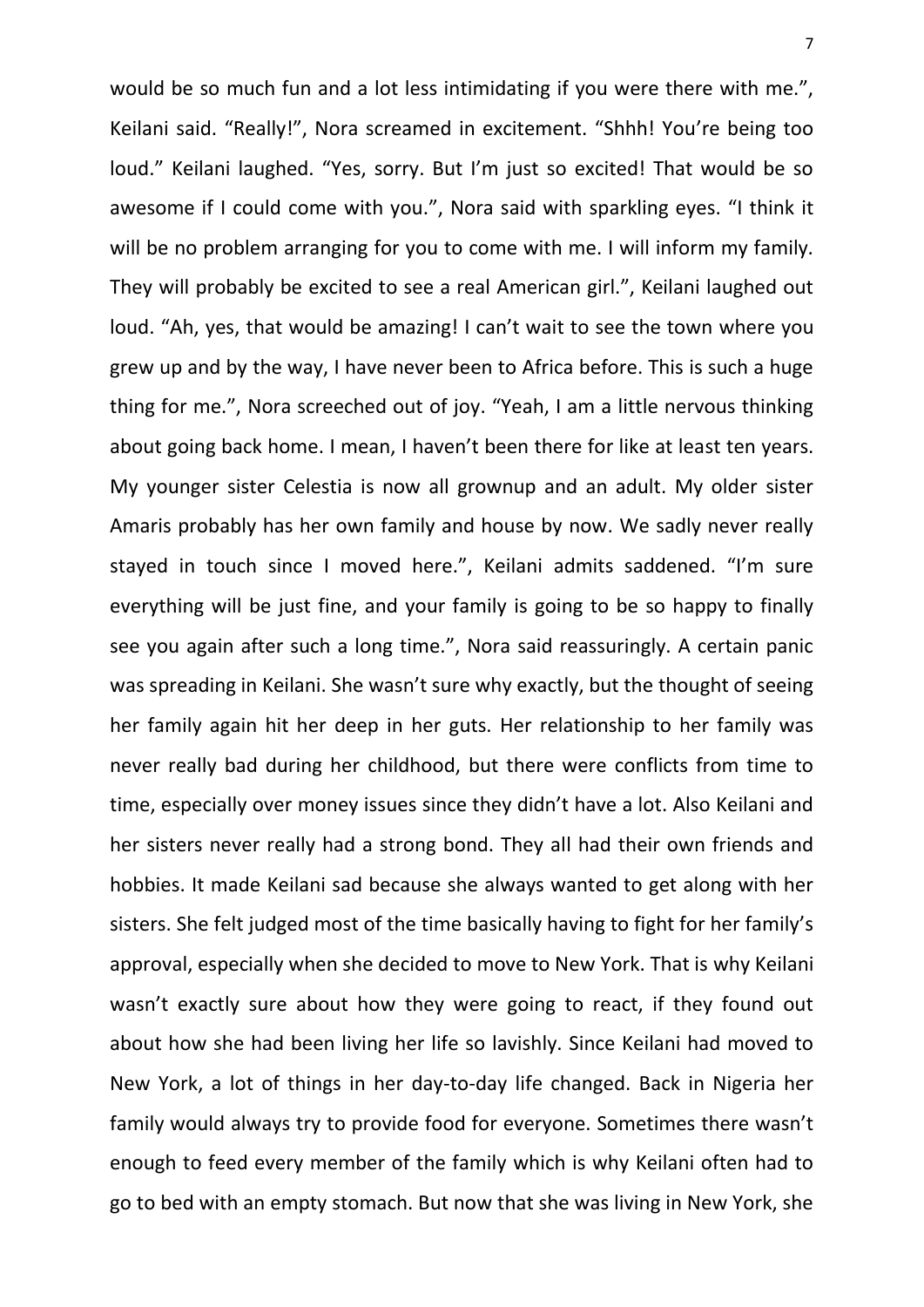would be so much fun and a lot less intimidating if you were there with me.", Keilani said. "Really!", Nora screamed in excitement. "Shhh! You're being too loud." Keilani laughed. "Yes, sorry. But I'm just so excited! That would be so awesome if I could come with you.", Nora said with sparkling eyes. "I think it will be no problem arranging for you to come with me. I will inform my family. They will probably be excited to see a real American girl.", Keilani laughed out loud. "Ah, yes, that would be amazing! I can't wait to see the town where you grew up and by the way, I have never been to Africa before. This is such a huge thing for me.", Nora screeched out of joy. "Yeah, I am a little nervous thinking about going back home. I mean, I haven't been there for like at least ten years. My younger sister Celestia is now all grownup and an adult. My older sister Amaris probably has her own family and house by now. We sadly never really stayed in touch since I moved here.", Keilani admits saddened. "I'm sure everything will be just fine, and your family is going to be so happy to finally see you again after such a long time.", Nora said reassuringly. A certain panic was spreading in Keilani. She wasn't sure why exactly, but the thought of seeing her family again hit her deep in her guts. Her relationship to her family was never really bad during her childhood, but there were conflicts from time to time, especially over money issues since they didn't have a lot. Also Keilani and her sisters never really had a strong bond. They all had their own friends and hobbies. It made Keilani sad because she always wanted to get along with her sisters. She felt judged most of the time basically having to fight for her family's approval, especially when she decided to move to New York. That is why Keilani wasn't exactly sure about how they were going to react, if they found out about how she had been living her life so lavishly. Since Keilani had moved to New York, a lot of things in her day-to-day life changed. Back in Nigeria her family would always try to provide food for everyone. Sometimes there wasn't enough to feed every member of the family which is why Keilani often had to go to bed with an empty stomach. But now that she was living in New York, she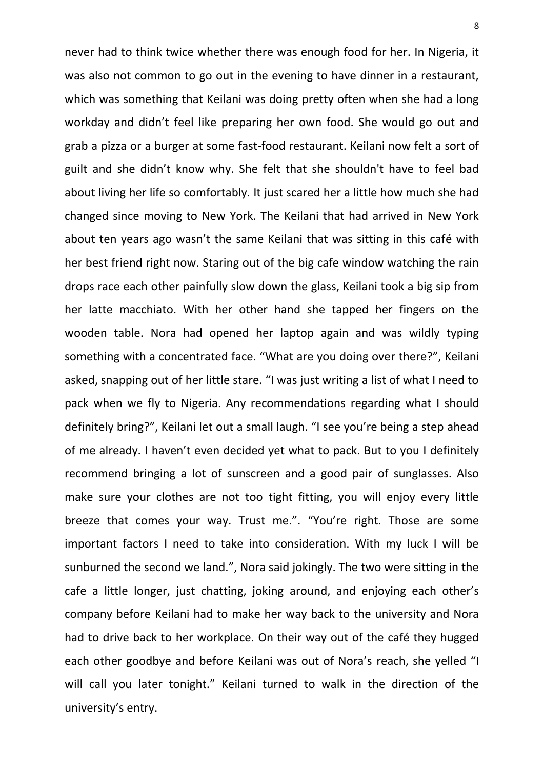never had to think twice whether there was enough food for her. In Nigeria, it was also not common to go out in the evening to have dinner in a restaurant, which was something that Keilani was doing pretty often when she had a long workday and didn't feel like preparing her own food. She would go out and grab a pizza or a burger at some fast-food restaurant. Keilani now felt a sort of guilt and she didn't know why. She felt that she shouldn't have to feel bad about living her life so comfortably. It just scared her a little how much she had changed since moving to New York. The Keilani that had arrived in New York about ten years ago wasn't the same Keilani that was sitting in this café with her best friend right now. Staring out of the big cafe window watching the rain drops race each other painfully slow down the glass, Keilani took a big sip from her latte macchiato. With her other hand she tapped her fingers on the wooden table. Nora had opened her laptop again and was wildly typing something with a concentrated face. "What are you doing over there?", Keilani asked, snapping out of her little stare. "I was just writing a list of what I need to pack when we fly to Nigeria. Any recommendations regarding what I should definitely bring?", Keilani let out a small laugh. "I see you're being a step ahead of me already. I haven't even decided yet what to pack. But to you I definitely recommend bringing a lot of sunscreen and a good pair of sunglasses. Also make sure your clothes are not too tight fitting, you will enjoy every little breeze that comes your way. Trust me.". "You're right. Those are some important factors I need to take into consideration. With my luck I will be sunburned the second we land.", Nora said jokingly. The two were sitting in the cafe a little longer, just chatting, joking around, and enjoying each other's company before Keilani had to make her way back to the university and Nora had to drive back to her workplace. On their way out of the café they hugged each other goodbye and before Keilani was out of Nora's reach, she yelled "I will call you later tonight." Keilani turned to walk in the direction of the university's entry.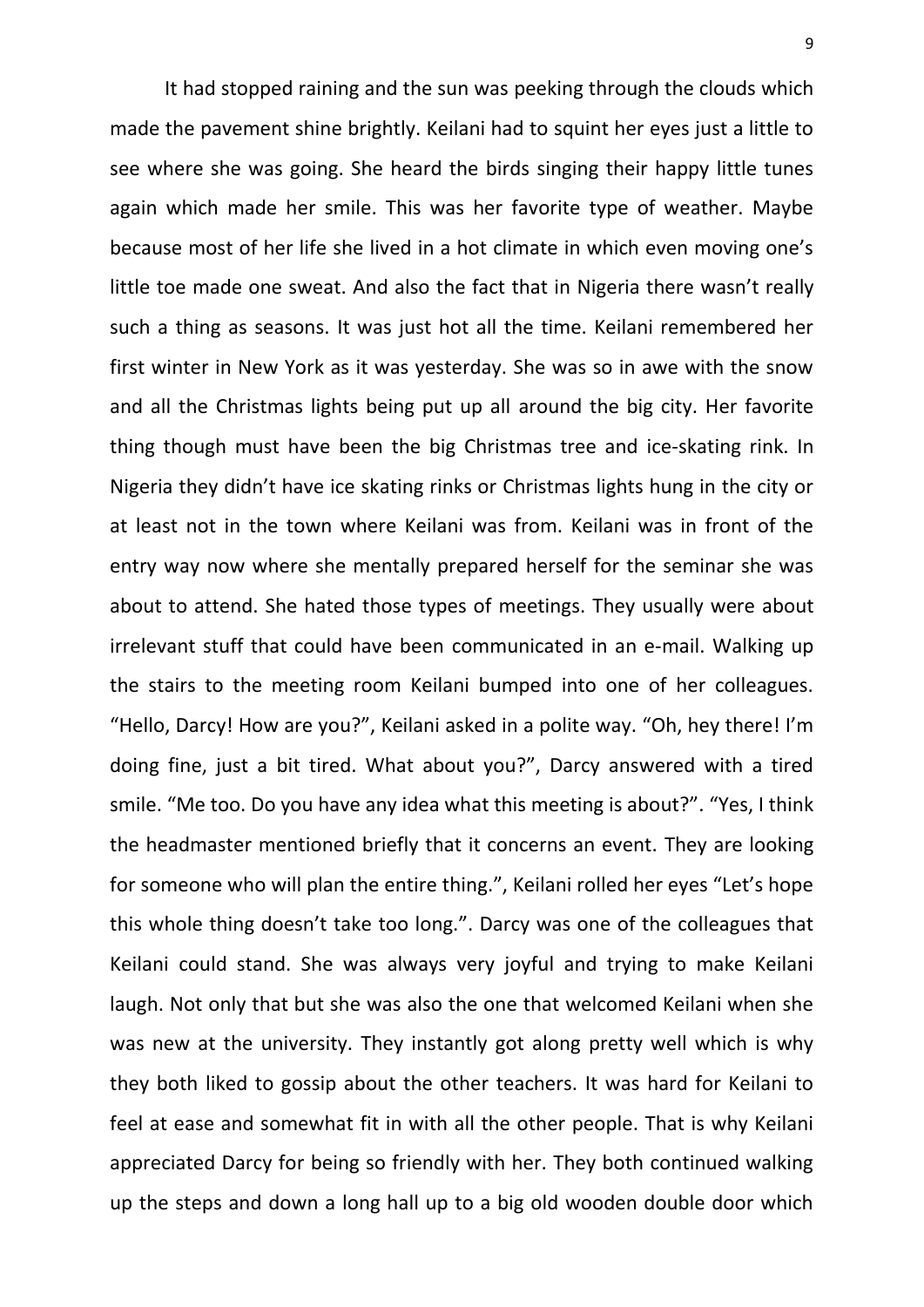It had stopped raining and the sun was peeking through the clouds which made the pavement shine brightly. Keilani had to squint her eyes just a little to see where she was going. She heard the birds singing their happy little tunes again which made her smile. This was her favorite type of weather. Maybe because most of her life she lived in a hot climate in which even moving one's little toe made one sweat. And also the fact that in Nigeria there wasn't really such a thing as seasons. It was just hot all the time. Keilani remembered her first winter in New York as it was yesterday. She was so in awe with the snow and all the Christmas lights being put up all around the big city. Her favorite thing though must have been the big Christmas tree and ice-skating rink. In Nigeria they didn't have ice skating rinks or Christmas lights hung in the city or at least not in the town where Keilani was from. Keilani was in front of the entry way now where she mentally prepared herself for the seminar she was about to attend. She hated those types of meetings. They usually were about irrelevant stuff that could have been communicated in an e-mail. Walking up the stairs to the meeting room Keilani bumped into one of her colleagues. "Hello, Darcy! How are you?", Keilani asked in a polite way. "Oh, hey there! I'm doing fine, just a bit tired. What about you?", Darcy answered with a tired smile. "Me too. Do you have any idea what this meeting is about?". "Yes, I think the headmaster mentioned briefly that it concerns an event. They are looking for someone who will plan the entire thing.", Keilani rolled her eyes "Let's hope this whole thing doesn't take too long.". Darcy was one of the colleagues that Keilani could stand. She was always very joyful and trying to make Keilani laugh. Not only that but she was also the one that welcomed Keilani when she was new at the university. They instantly got along pretty well which is why they both liked to gossip about the other teachers. It was hard for Keilani to feel at ease and somewhat fit in with all the other people. That is why Keilani appreciated Darcy for being so friendly with her. They both continued walking up the steps and down a long hall up to a big old wooden double door which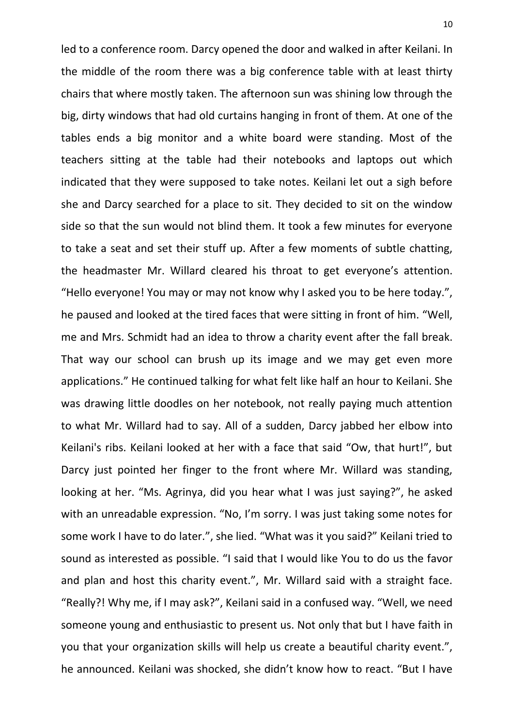led to a conference room. Darcy opened the door and walked in after Keilani. In the middle of the room there was a big conference table with at least thirty chairs that where mostly taken. The afternoon sun was shining low through the big, dirty windows that had old curtains hanging in front of them. At one of the tables ends a big monitor and a white board were standing. Most of the teachers sitting at the table had their notebooks and laptops out which indicated that they were supposed to take notes. Keilani let out a sigh before she and Darcy searched for a place to sit. They decided to sit on the window side so that the sun would not blind them. It took a few minutes for everyone to take a seat and set their stuff up. After a few moments of subtle chatting, the headmaster Mr. Willard cleared his throat to get everyone's attention. "Hello everyone! You may or may not know why I asked you to be here today.", he paused and looked at the tired faces that were sitting in front of him. "Well, me and Mrs. Schmidt had an idea to throw a charity event after the fall break. That way our school can brush up its image and we may get even more applications." He continued talking for what felt like half an hour to Keilani. She was drawing little doodles on her notebook, not really paying much attention to what Mr. Willard had to say. All of a sudden, Darcy jabbed her elbow into Keilani's ribs. Keilani looked at her with a face that said "Ow, that hurt!", but Darcy just pointed her finger to the front where Mr. Willard was standing, looking at her. "Ms. Agrinya, did you hear what I was just saying?", he asked with an unreadable expression. "No, I'm sorry. I was just taking some notes for some work I have to do later.", she lied. "What was it you said?" Keilani tried to sound as interested as possible. "I said that I would like You to do us the favor and plan and host this charity event.", Mr. Willard said with a straight face. "Really?! Why me, if I may ask?", Keilani said in a confused way. "Well, we need someone young and enthusiastic to present us. Not only that but I have faith in you that your organization skills will help us create a beautiful charity event.", he announced. Keilani was shocked, she didn't know how to react. "But I have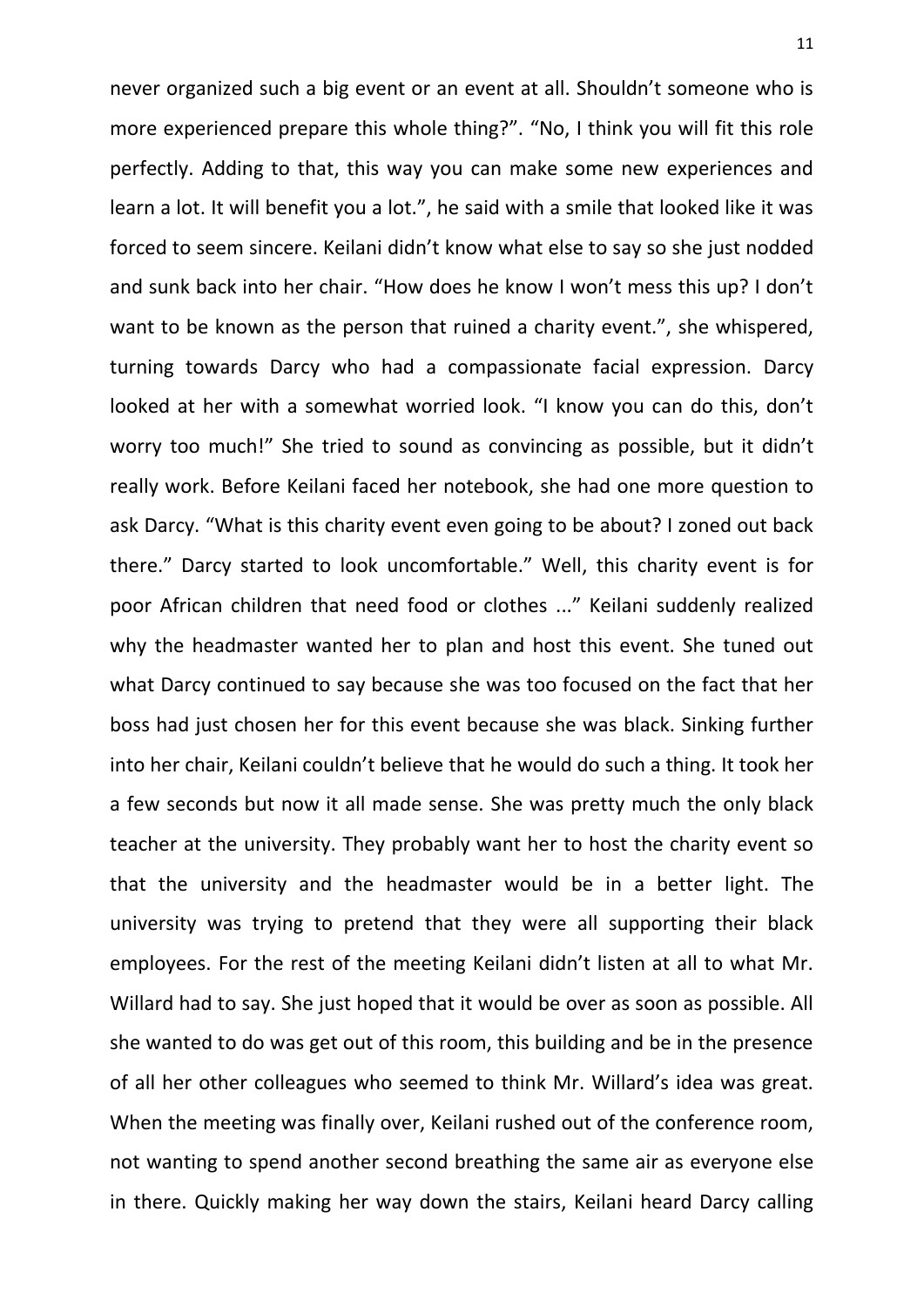never organized such a big event or an event at all. Shouldn't someone who is more experienced prepare this whole thing?". "No, I think you will fit this role perfectly. Adding to that, this way you can make some new experiences and learn a lot. It will benefit you a lot.", he said with a smile that looked like it was forced to seem sincere. Keilani didn't know what else to say so she just nodded and sunk back into her chair. "How does he know I won't mess this up? I don't want to be known as the person that ruined a charity event.", she whispered, turning towards Darcy who had a compassionate facial expression. Darcy looked at her with a somewhat worried look. "I know you can do this, don't worry too much!" She tried to sound as convincing as possible, but it didn't really work. Before Keilani faced her notebook, she had one more question to ask Darcy. "What is this charity event even going to be about? I zoned out back there." Darcy started to look uncomfortable." Well, this charity event is for poor African children that need food or clothes ..." Keilani suddenly realized why the headmaster wanted her to plan and host this event. She tuned out what Darcy continued to say because she was too focused on the fact that her boss had just chosen her for this event because she was black. Sinking further into her chair, Keilani couldn't believe that he would do such a thing. It took her a few seconds but now it all made sense. She was pretty much the only black teacher at the university. They probably want her to host the charity event so that the university and the headmaster would be in a better light. The university was trying to pretend that they were all supporting their black employees. For the rest of the meeting Keilani didn't listen at all to what Mr. Willard had to say. She just hoped that it would be over as soon as possible. All she wanted to do was get out of this room, this building and be in the presence of all her other colleagues who seemed to think Mr. Willard's idea was great. When the meeting was finally over, Keilani rushed out of the conference room, not wanting to spend another second breathing the same air as everyone else in there. Quickly making her way down the stairs, Keilani heard Darcy calling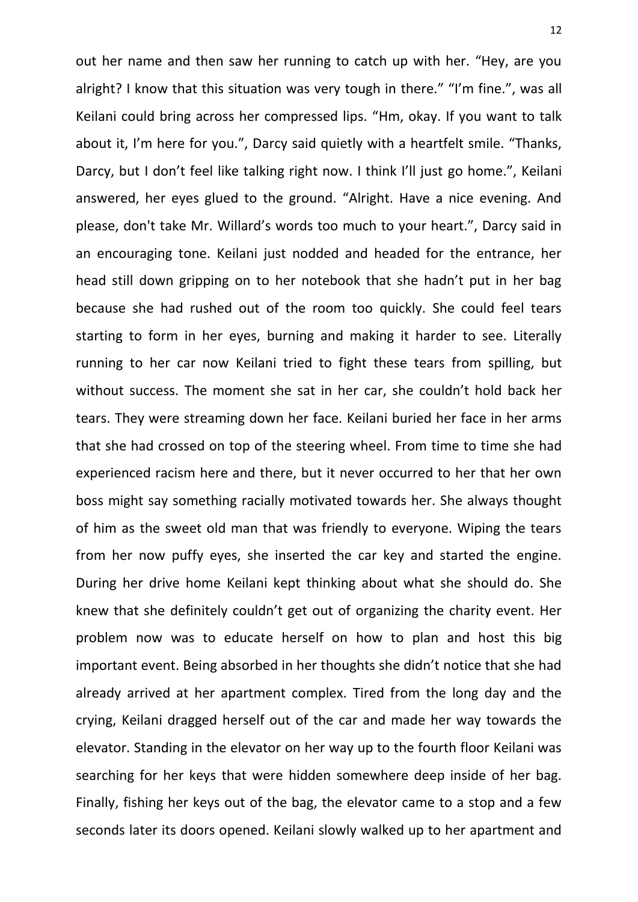out her name and then saw her running to catch up with her. “Hey, are you alright? I know that this situation was very tough in there.” “I’m fine.”, was all Keilani could bring across her compressed lips. “Hm, okay. If you want to talk about it, I’m here for you.”, Darcy said quietly with a heartfelt smile. “Thanks, Darcy, but I don’t feel like talking right now. I think I’ll just go home.”, Keilani answered, her eyes glued to the ground. “Alright. Have a nice evening. And please, don't take Mr. Willard’s words too much to your heart.”, Darcy said in an encouraging tone. Keilani just nodded and headed for the entrance, her head still down gripping on to her notebook that she hadn’t put in her bag because she had rushed out of the room too quickly. She could feel tears starting to form in her eyes, burning and making it harder to see. Literally running to her car now Keilani tried to fight these tears from spilling, but without success. The moment she sat in her car, she couldn’t hold back her tears. They were streaming down her face. Keilani buried her face in her arms that she had crossed on top of the steering wheel. From time to time she had experienced racism here and there, but it never occurred to her that her own boss might say something racially motivated towards her. She always thought of him as the sweet old man that was friendly to everyone. Wiping the tears from her now puffy eyes, she inserted the car key and started the engine. During her drive home Keilani kept thinking about what she should do. She knew that she definitely couldn’t get out of organizing the charity event. Her problem now was to educate herself on how to plan and host this big important event. Being absorbed in her thoughts she didn’t notice that she had already arrived at her apartment complex. Tired from the long day and the crying, Keilani dragged herself out of the car and made her way towards the elevator. Standing in the elevator on her way up to the fourth floor Keilani was searching for her keys that were hidden somewhere deep inside of her bag. Finally, fishing her keys out of the bag, the elevator came to a stop and a few seconds later its doors opened. Keilani slowly walked up to her apartment and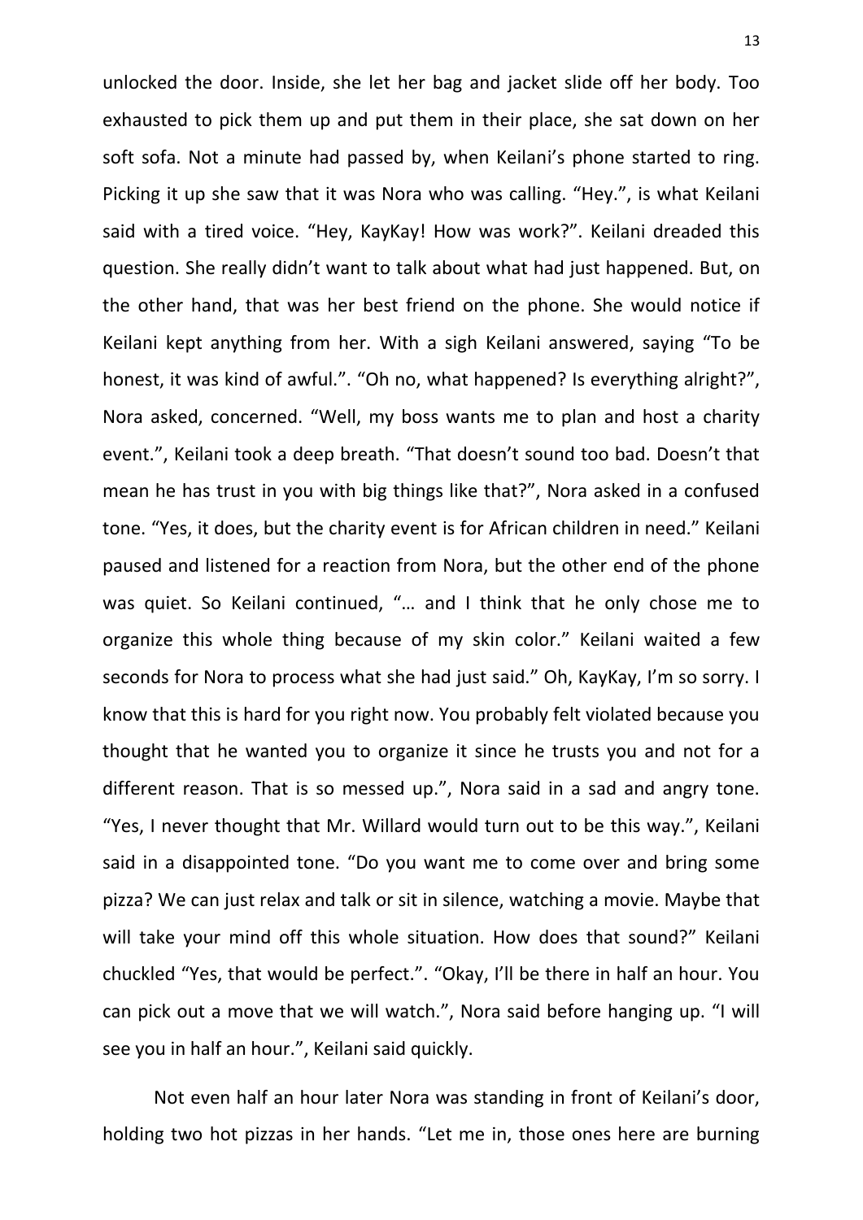unlocked the door. Inside, she let her bag and jacket slide off her body. Too exhausted to pick them up and put them in their place, she sat down on her soft sofa. Not a minute had passed by, when Keilani's phone started to ring. Picking it up she saw that it was Nora who was calling. "Hey.", is what Keilani said with a tired voice. "Hey, KayKay! How was work?". Keilani dreaded this question. She really didn't want to talk about what had just happened. But, on the other hand, that was her best friend on the phone. She would notice if Keilani kept anything from her. With a sigh Keilani answered, saying "To be honest, it was kind of awful.". "Oh no, what happened? Is everything alright?", Nora asked, concerned. "Well, my boss wants me to plan and host a charity event.", Keilani took a deep breath. "That doesn't sound too bad. Doesn't that mean he has trust in you with big things like that?", Nora asked in a confused tone. "Yes, it does, but the charity event is for African children in need." Keilani paused and listened for a reaction from Nora, but the other end of the phone was quiet. So Keilani continued, "… and I think that he only chose me to organize this whole thing because of my skin color." Keilani waited a few seconds for Nora to process what she had just said." Oh, KayKay, I'm so sorry. I know that this is hard for you right now. You probably felt violated because you thought that he wanted you to organize it since he trusts you and not for a different reason. That is so messed up.", Nora said in a sad and angry tone. "Yes, I never thought that Mr. Willard would turn out to be this way.", Keilani said in a disappointed tone. "Do you want me to come over and bring some pizza? We can just relax and talk or sit in silence, watching a movie. Maybe that will take your mind off this whole situation. How does that sound?" Keilani chuckled "Yes, that would be perfect.". "Okay, I'll be there in half an hour. You can pick out a move that we will watch.", Nora said before hanging up. "I will see you in half an hour.", Keilani said quickly.

Not even half an hour later Nora was standing in front of Keilani's door, holding two hot pizzas in her hands. "Let me in, those ones here are burning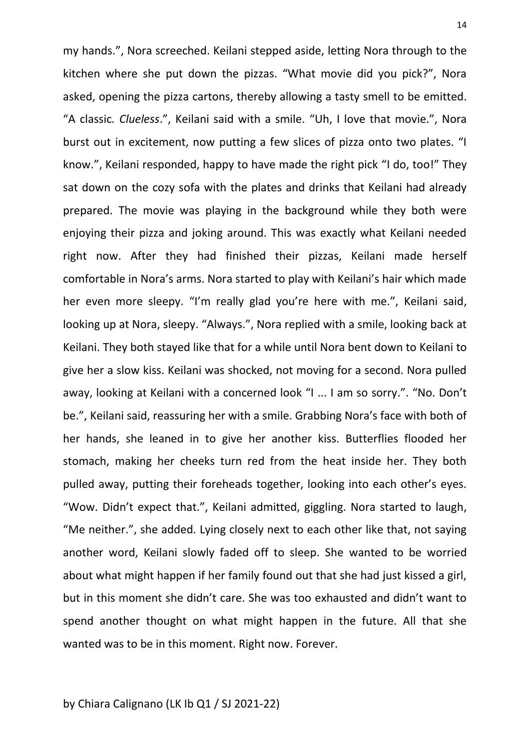my hands.", Nora screeched. Keilani stepped aside, letting Nora through to the kitchen where she put down the pizzas. "What movie did you pick?", Nora asked, opening the pizza cartons, thereby allowing a tasty smell to be emitted. "A classic. *Clueless*.", Keilani said with a smile. "Uh, I love that movie.", Nora burst out in excitement, now putting a few slices of pizza onto two plates. "I know.", Keilani responded, happy to have made the right pick "I do, too!" They sat down on the cozy sofa with the plates and drinks that Keilani had already prepared. The movie was playing in the background while they both were enjoying their pizza and joking around. This was exactly what Keilani needed right now. After they had finished their pizzas, Keilani made herself comfortable in Nora's arms. Nora started to play with Keilani's hair which made her even more sleepy. "I'm really glad you're here with me.", Keilani said, looking up at Nora, sleepy. "Always.", Nora replied with a smile, looking back at Keilani. They both stayed like that for a while until Nora bent down to Keilani to give her a slow kiss. Keilani was shocked, not moving for a second. Nora pulled away, looking at Keilani with a concerned look "I ... I am so sorry.". "No. Don't be.", Keilani said, reassuring her with a smile. Grabbing Nora's face with both of her hands, she leaned in to give her another kiss. Butterflies flooded her stomach, making her cheeks turn red from the heat inside her. They both pulled away, putting their foreheads together, looking into each other's eyes. "Wow. Didn't expect that.", Keilani admitted, giggling. Nora started to laugh, "Me neither.", she added. Lying closely next to each other like that, not saying another word, Keilani slowly faded off to sleep. She wanted to be worried about what might happen if her family found out that she had just kissed a girl, but in this moment she didn't care. She was too exhausted and didn't want to spend another thought on what might happen in the future. All that she wanted was to be in this moment. Right now. Forever.

by Chiara Calignano (LK Ib Q1 / SJ 2021-22)